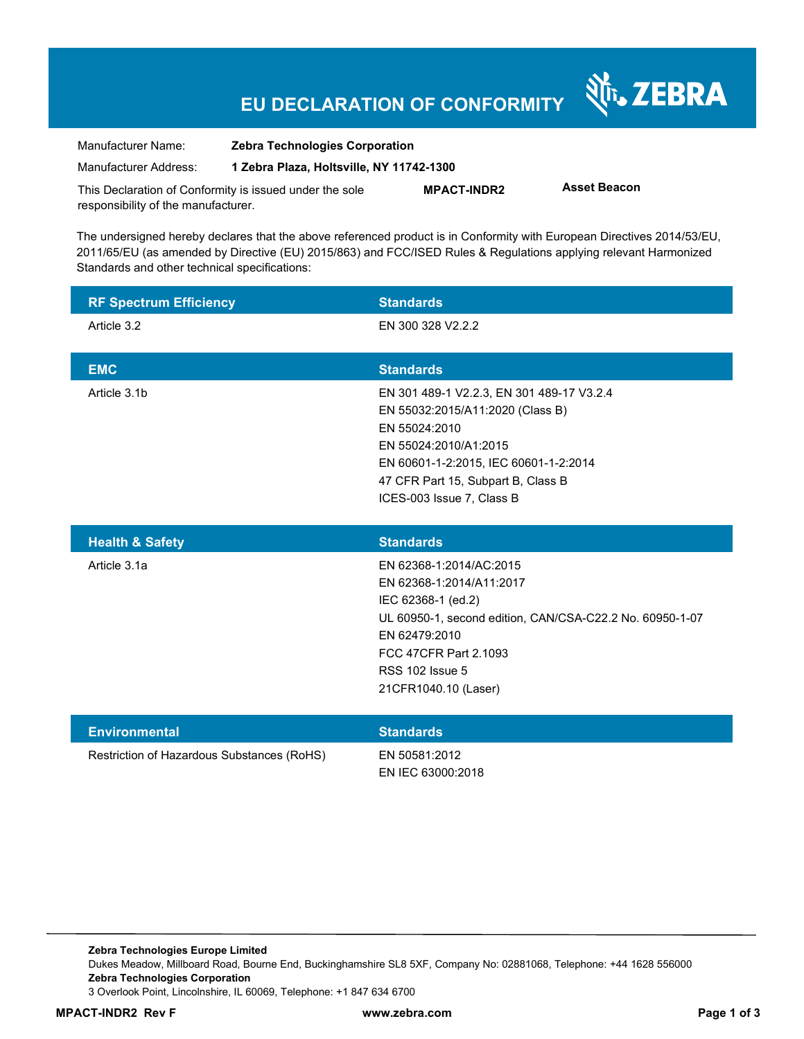# EU DECLARATION OF CONFORMITY

ZEBRA

| | |
|---|---|
| Manufacturer Name: | **Zebra Technologies Corporation** |
| Manufacturer Address: | **1 Zebra Plaza, Holtsville, NY 11742-1300** |

This Declaration of Conformity is issued under the sole responsibility of the manufacturer. **MPACT-INDR2** **Asset Beacon**

The undersigned hereby declares that the above referenced product is in Conformity with European Directives 2014/53/EU, 2011/65/EU (as amended by Directive (EU) 2015/863) and FCC/ISED Rules & Regulations applying relevant Harmonized Standards and other technical specifications:

| RF Spectrum Efficiency | Standards |
|---|---|
| Article 3.2 | EN 300 328 V2.2.2 |

| EMC | Standards |
|---|---|
| Article 3.1b | EN 301 489-1 V2.2.3, EN 301 489-17 V3.2.4<br>EN 55032:2015/A11:2020 (Class B)<br>EN 55024:2010<br>EN 55024:2010/A1:2015<br>EN 60601-1-2:2015, IEC 60601-1-2:2014<br>47 CFR Part 15, Subpart B, Class B<br>ICES-003 Issue 7, Class B |

| Health & Safety | Standards |
|---|---|
| Article 3.1a | EN 62368-1:2014/AC:2015<br>EN 62368-1:2014/A11:2017<br>IEC 62368-1 (ed.2)<br>UL 60950-1, second edition, CAN/CSA-C22.2 No. 60950-1-07<br>EN 62479:2010<br>FCC 47CFR Part 2.1093<br>RSS 102 Issue 5<br>21CFR1040.10 (Laser) |

| Environmental | Standards |
|---|---|
| Restriction of Hazardous Substances (RoHS) | EN 50581:2012<br>EN IEC 63000:2018 |

**Zebra Technologies Europe Limited**
Dukes Meadow, Millboard Road, Bourne End, Buckinghamshire SL8 5XF, Company No: 02881068, Telephone: +44 1628 556000
**Zebra Technologies Corporation**
3 Overlook Point, Lincolnshire, IL 60069, Telephone: +1 847 634 6700

**MPACT-INDR2 Rev F** **www.zebra.com**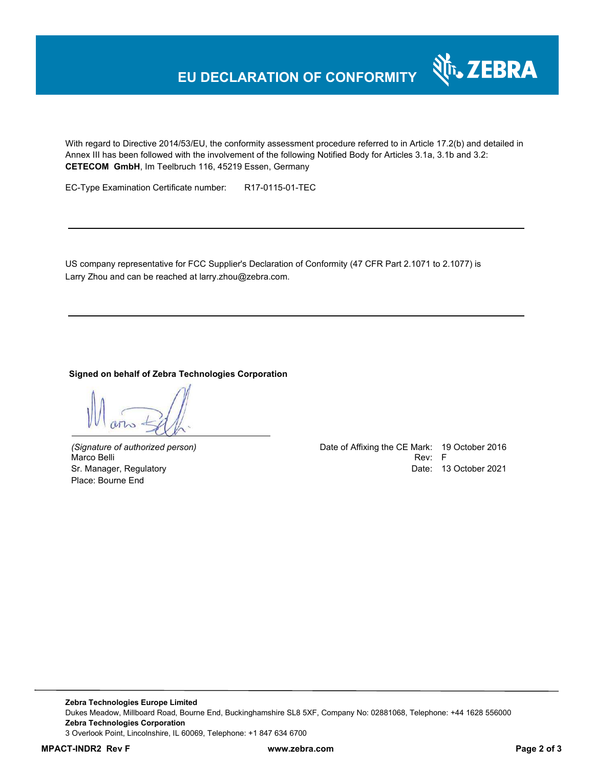# EU DECLARATION OF CONFORMITY

ZEBRA

With regard to Directive 2014/53/EU, the conformity assessment procedure referred to in Article 17.2(b) and detailed in Annex III has been followed with the involvement of the following Notified Body for Articles 3.1a, 3.1b and 3.2:
**CETECOM GmbH**, Im Teelbruch 116, 45219 Essen, Germany

EC-Type Examination Certificate number: R17-0115-01-TEC

---

US company representative for FCC Supplier's Declaration of Conformity (47 CFR Part 2.1071 to 2.1077) is Larry Zhou and can be reached at larry.zhou@zebra.com.

---

**Signed on behalf of Zebra Technologies Corporation**

*(Signature of authorized person)*
Marco Belli
Sr. Manager, Regulatory
Place: Bourne End

Date of Affixing the CE Mark: 19 October 2016
Rev: F
Date: 13 October 2021

**Zebra Technologies Europe Limited**
Dukes Meadow, Millboard Road, Bourne End, Buckinghamshire SL8 5XF, Company No: 02881068, Telephone: +44 1628 556000
**Zebra Technologies Corporation**
3 Overlook Point, Lincolnshire, IL 60069, Telephone: +1 847 634 6700

**MPACT-INDR2 Rev F** **www.zebra.com**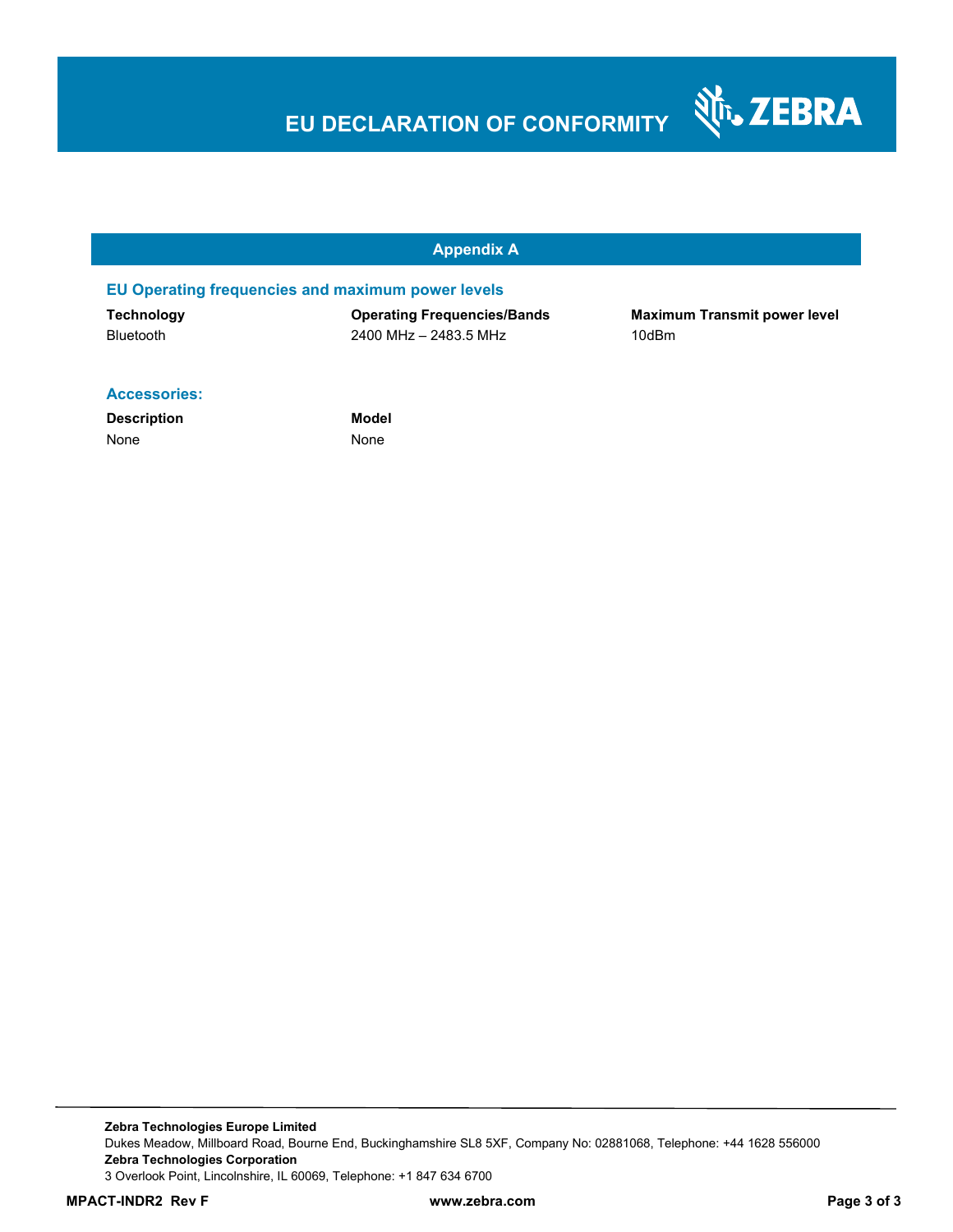# EU DECLARATION OF CONFORMITY

## Appendix A

### EU Operating frequencies and maximum power levels

| Technology | Operating Frequencies/Bands | Maximum Transmit power level |
| --- | --- | --- |
| Bluetooth | 2400 MHz – 2483.5 MHz | 10dBm |

### Accessories:

| Description | Model |
| --- | --- |
| None | None |

**Zebra Technologies Europe Limited**
Dukes Meadow, Millboard Road, Bourne End, Buckinghamshire SL8 5XF, Company No: 02881068, Telephone: +44 1628 556000
**Zebra Technologies Corporation**
3 Overlook Point, Lincolnshire, IL 60069, Telephone: +1 847 634 6700

**MPACT-INDR2 Rev F** **www.zebra.com**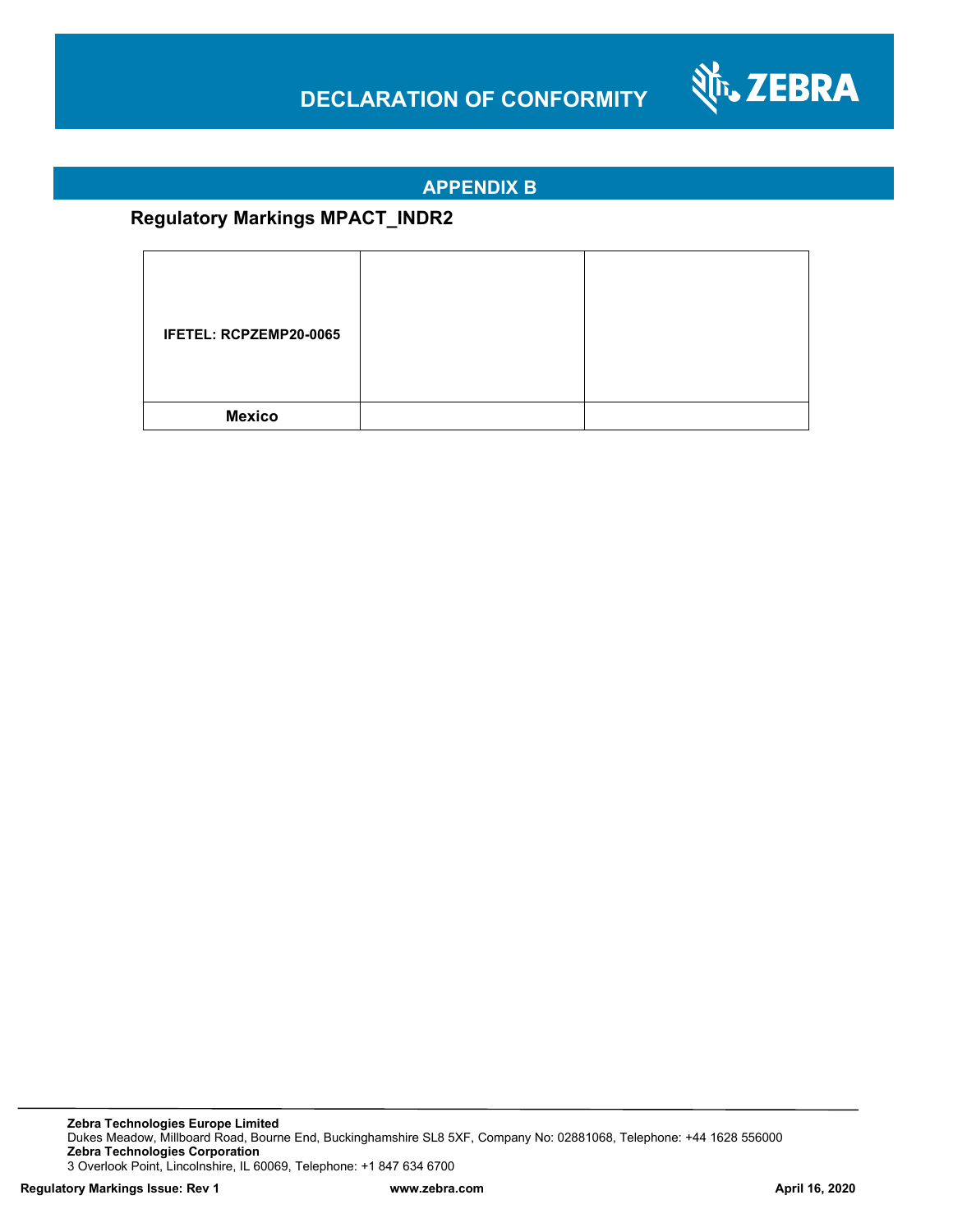# DECLARATION OF CONFORMITY

## APPENDIX B

### Regulatory Markings MPACT_INDR2

| | | |
|---|---|---|
| **IFETEL: RCPZEMP20-0065** | | |
| **Mexico** | | |

**Zebra Technologies Europe Limited**
Dukes Meadow, Millboard Road, Bourne End, Buckinghamshire SL8 5XF, Company No: 02881068, Telephone: +44 1628 556000
**Zebra Technologies Corporation**
3 Overlook Point, Lincolnshire, IL 60069, Telephone: +1 847 634 6700

**Regulatory Markings Issue: Rev 1** **www.zebra.com** **April 16, 2020**